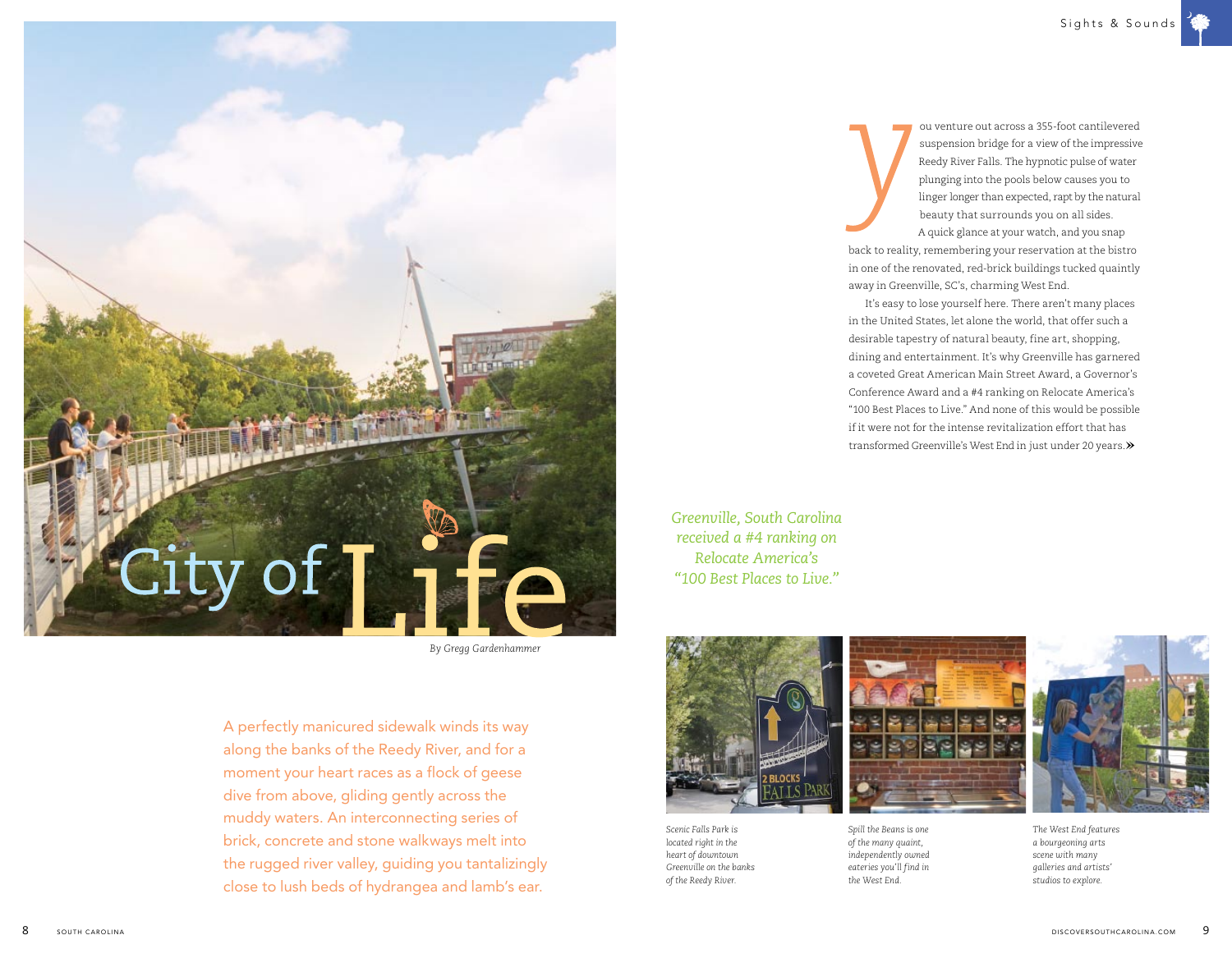# City of Life

*By Gregg Gardenhammer*

A perfectly manicured sidewalk winds its way along the banks of the Reedy River, and for a moment your heart races as a flock of geese dive from above, gliding gently across the muddy waters. An interconnecting series of brick, concrete and stone walkways melt into the rugged river valley, guiding you tantalizingly close to lush beds of hydrangea and lamb's ear.

You venture out across a 355-foot cantilevered suspension bridge for a view of the impressive Reedy River Falls. The hypnotic pulse of water plunging into the pools below causes you to linger longer than expected, rapt by the natural beauty that surrounds you on all sides.

A quick glance at your watch, and you snap back to reality, remembering your reservation at the bistro in one of the renovated, red-brick buildings tucked quaintly away in Greenville, SC's, charming West End.

It's easy to lose yourself here. There aren't many places in the United States, let alone the world, that offer such a desirable tapestry of natural beauty, fine art, shopping, dining and entertainment. It's why Greenville has garnered a coveted Great American Main Street Award, a Governor's Conference Award and a #4 ranking on Relocate America's "100 Best Places to Live." And none of this would be possible if it were not for the intense revitalization effort that has transformed Greenville's West End in just under 20 years.»

*Greenville, South Carolina received a #4 ranking on Relocate America's "100 Best Places to Live."*

*Scenic Falls Park is located right in the heart of downtown Greenville on the banks of the Reedy River.*

*Spill the Beans is one of the many quaint, independently owned eateries you'll find in the West End.*

*The West End features a bourgeoning arts scene with many galleries and artists' studios to explore.*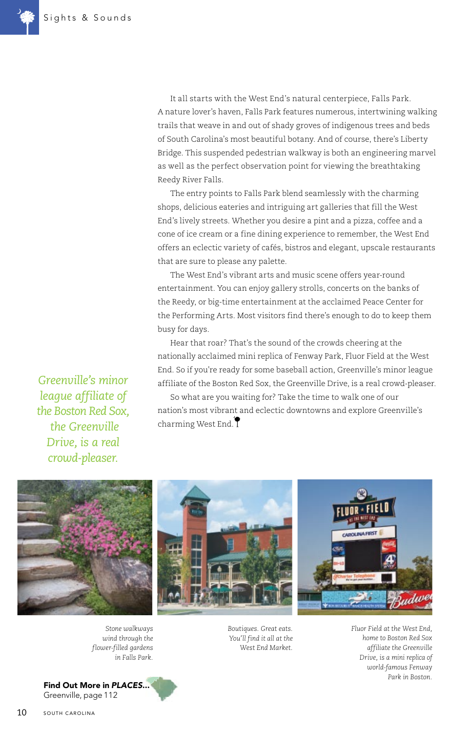It all starts with the West End's natural centerpiece, Falls Park. A nature lover's haven, Falls Park features numerous, intertwining walking trails that weave in and out of shady groves of indigenous trees and beds of South Carolina's most beautiful botany. And of course, there's Liberty Bridge. This suspended pedestrian walkway is both an engineering marvel as well as the perfect observation point for viewing the breathtaking Reedy River Falls.

The entry points to Falls Park blend seamlessly with the charming shops, delicious eateries and intriguing art galleries that fill the West End's lively streets. Whether you desire a pint and a pizza, coffee and a cone of ice cream or a fine dining experience to remember, the West End offers an eclectic variety of cafés, bistros and elegant, upscale restaurants that are sure to please any palette.

The West End's vibrant arts and music scene offers year-round entertainment. You can enjoy gallery strolls, concerts on the banks of the Reedy, or big-time entertainment at the acclaimed Peace Center for the Performing Arts. Most visitors find there's enough to do to keep them busy for days.

Hear that roar? That's the sound of the crowds cheering at the nationally acclaimed mini replica of Fenway Park, Fluor Field at the West End. So if you're ready for some baseball action, Greenville's minor league affiliate of the Boston Red Sox, the Greenville Drive, is a real crowd-pleaser.

So what are you waiting for? Take the time to walk one of our nation's most vibrant and eclectic downtowns and explore Greenville's charming West End.

*Greenville's minor league affiliate of the Boston Red Sox, the Greenville Drive, is a real crowd-pleaser.*

*Stone walkways wind through the flower-filled gardens in Falls Park.*

*Boutiques. Great eats. You'll find it all at the West End Market.*

*Fluor Field at the West End, home to Boston Red Sox affiliate the Greenville Drive, is a mini replica of world-famous Fenway Park in Boston.*

**Find Out More in *PLACES*...**
Greenville, page 112